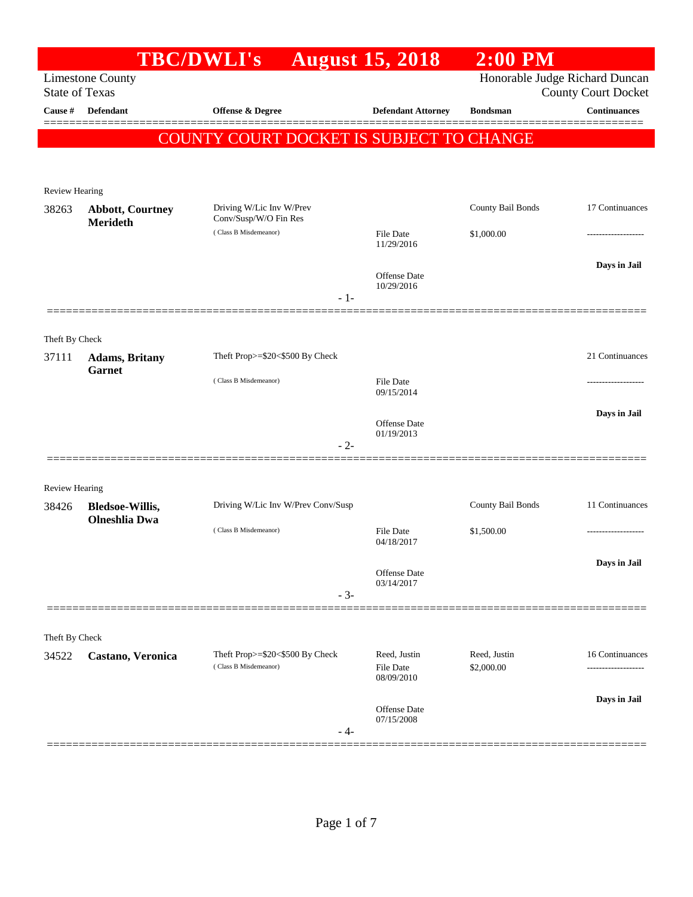# TBC/DWLI's August 15, 2018 2:00 PM

Limestone County
State of Texas

Honorable Judge Richard Duncan
County Court Docket

| Cause # | Defendant | Offense & Degree | Defendant Attorney | Bondsman | Continuances |
|---|---|---|---|---|---|

**COUNTY COURT DOCKET IS SUBJECT TO CHANGE**

---

Review Hearing

| Cause # | Defendant | Offense & Degree | Defendant Attorney | Bondsman | Continuances |
|---|---|---|---|---|---|
| 38263 | **Abbott, Courtney Merideth** | Driving W/Lic Inv W/Prev Conv/Susp/W/O Fin Res (Class B Misdemeanor) | File Date 11/29/2016<br>Offense Date 10/29/2016 | County Bail Bonds<br>$1,000.00 | 17 Continuances<br>-------------------<br>**Days in Jail** |

- 1-

---

Theft By Check

| Cause # | Defendant | Offense & Degree | Defendant Attorney | Bondsman | Continuances |
|---|---|---|---|---|---|
| 37111 | **Adams, Britany Garnet** | Theft Prop>=$20<$500 By Check (Class B Misdemeanor) | File Date 09/15/2014<br>Offense Date 01/19/2013 | | 21 Continuances<br>-------------------<br>**Days in Jail** |

- 2-

---

Review Hearing

| Cause # | Defendant | Offense & Degree | Defendant Attorney | Bondsman | Continuances |
|---|---|---|---|---|---|
| 38426 | **Bledsoe-Willis, Olneshlia Dwa** | Driving W/Lic Inv W/Prev Conv/Susp (Class B Misdemeanor) | File Date 04/18/2017<br>Offense Date 03/14/2017 | County Bail Bonds<br>$1,500.00 | 11 Continuances<br>-------------------<br>**Days in Jail** |

- 3-

---

Theft By Check

| Cause # | Defendant | Offense & Degree | Defendant Attorney | Bondsman | Continuances |
|---|---|---|---|---|---|
| 34522 | **Castano, Veronica** | Theft Prop>=$20<$500 By Check (Class B Misdemeanor) | Reed, Justin<br>File Date 08/09/2010<br>Offense Date 07/15/2008 | Reed, Justin<br>$2,000.00 | 16 Continuances<br>-------------------<br>**Days in Jail** |

- 4-

---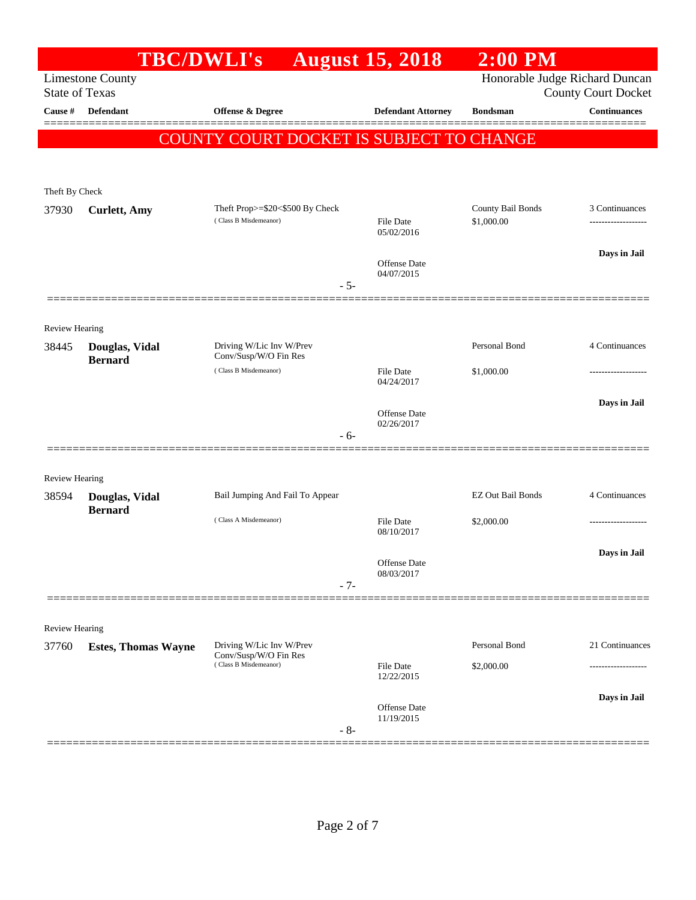# TBC/DWLI's August 15, 2018 2:00 PM

Limestone County
State of Texas

Honorable Judge Richard Duncan
County Court Docket

| Cause # | Defendant | Offense & Degree | Defendant Attorney | Bondsman | Continuances |
|---|---|---|---|---|---|

**COUNTY COURT DOCKET IS SUBJECT TO CHANGE**

Theft By Check

| Cause # | Defendant | Offense & Degree | Defendant Attorney | Bondsman | Continuances |
|---|---|---|---|---|---|
| 37930 | **Curlett, Amy** | Theft Prop>=$20<$500 By Check (Class B Misdemeanor) | File Date 05/02/2016<br>Offense Date 04/07/2015 | County Bail Bonds<br>$1,000.00 | 3 Continuances<br>-------------------<br>**Days in Jail** |

- 5-

Review Hearing

| Cause # | Defendant | Offense & Degree | Defendant Attorney | Bondsman | Continuances |
|---|---|---|---|---|---|
| 38445 | **Douglas, Vidal Bernard** | Driving W/Lic Inv W/Prev Conv/Susp/W/O Fin Res (Class B Misdemeanor) | File Date 04/24/2017<br>Offense Date 02/26/2017 | Personal Bond<br>$1,000.00 | 4 Continuances<br>-------------------<br>**Days in Jail** |

- 6-

Review Hearing

| Cause # | Defendant | Offense & Degree | Defendant Attorney | Bondsman | Continuances |
|---|---|---|---|---|---|
| 38594 | **Douglas, Vidal Bernard** | Bail Jumping And Fail To Appear (Class A Misdemeanor) | File Date 08/10/2017<br>Offense Date 08/03/2017 | EZ Out Bail Bonds<br>$2,000.00 | 4 Continuances<br>-------------------<br>**Days in Jail** |

- 7-

Review Hearing

| Cause # | Defendant | Offense & Degree | Defendant Attorney | Bondsman | Continuances |
|---|---|---|---|---|---|
| 37760 | **Estes, Thomas Wayne** | Driving W/Lic Inv W/Prev Conv/Susp/W/O Fin Res (Class B Misdemeanor) | File Date 12/22/2015<br>Offense Date 11/19/2015 | Personal Bond<br>$2,000.00 | 21 Continuances<br>-------------------<br>**Days in Jail** |

- 8-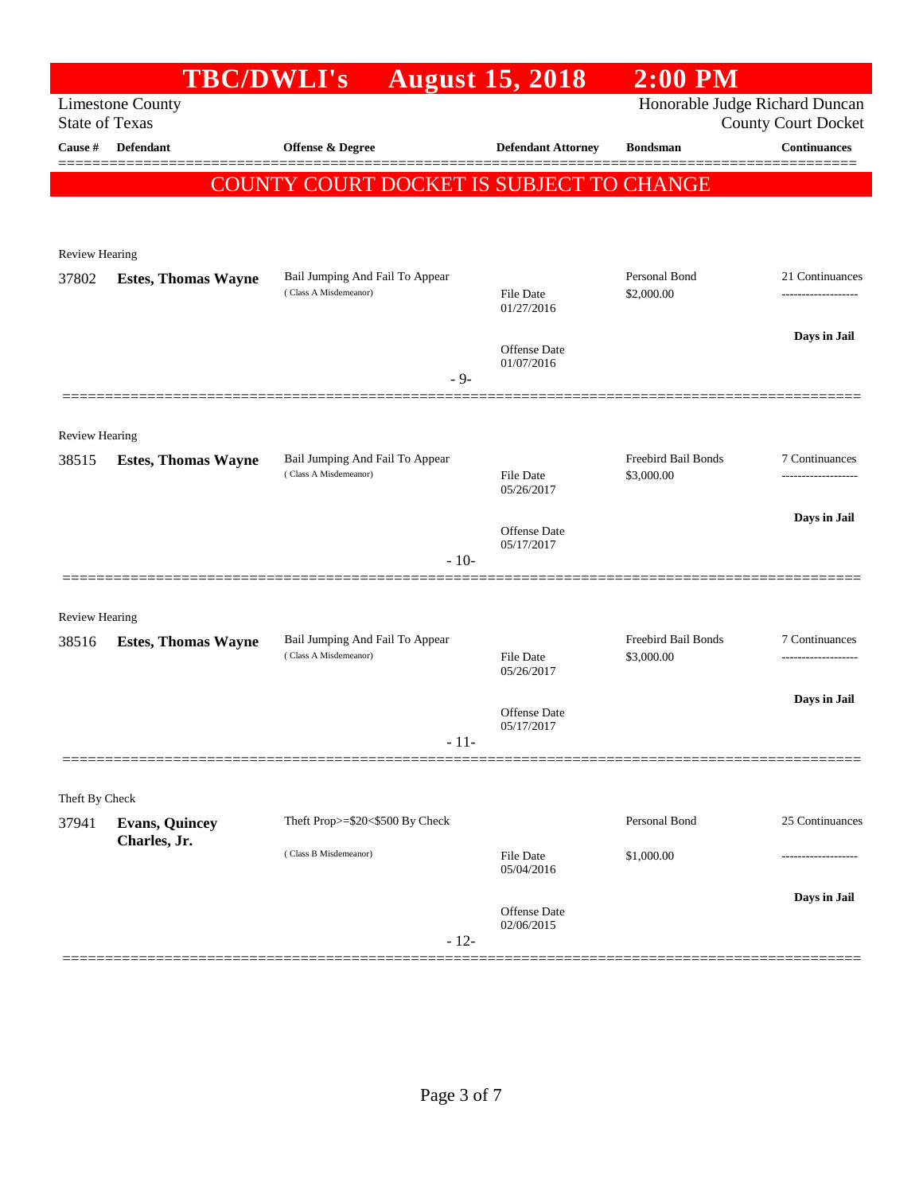# TBC/DWLI's August 15, 2018 2:00 PM

Limestone County
State of Texas

Honorable Judge Richard Duncan
County Court Docket

| Cause # | Defendant | Offense & Degree | Defendant Attorney | Bondsman | Continuances |
|---|---|---|---|---|---|

**COUNTY COURT DOCKET IS SUBJECT TO CHANGE**

Review Hearing

| Cause # | Defendant | Offense & Degree | Defendant Attorney | Bondsman | Continuances |
|---|---|---|---|---|---|
| 37802 | **Estes, Thomas Wayne** | Bail Jumping And Fail To Appear (Class A Misdemeanor) | File Date 01/27/2016<br>Offense Date 01/07/2016 | Personal Bond<br>$2,000.00 | 21 Continuances<br>-------------------<br>**Days in Jail** |

- 9-

Review Hearing

| Cause # | Defendant | Offense & Degree | Defendant Attorney | Bondsman | Continuances |
|---|---|---|---|---|---|
| 38515 | **Estes, Thomas Wayne** | Bail Jumping And Fail To Appear (Class A Misdemeanor) | File Date 05/26/2017<br>Offense Date 05/17/2017 | Freebird Bail Bonds<br>$3,000.00 | 7 Continuances<br>-------------------<br>**Days in Jail** |

- 10-

Review Hearing

| Cause # | Defendant | Offense & Degree | Defendant Attorney | Bondsman | Continuances |
|---|---|---|---|---|---|
| 38516 | **Estes, Thomas Wayne** | Bail Jumping And Fail To Appear (Class A Misdemeanor) | File Date 05/26/2017<br>Offense Date 05/17/2017 | Freebird Bail Bonds<br>$3,000.00 | 7 Continuances<br>-------------------<br>**Days in Jail** |

- 11-

Theft By Check

| Cause # | Defendant | Offense & Degree | Defendant Attorney | Bondsman | Continuances |
|---|---|---|---|---|---|
| 37941 | **Evans, Quincey Charles, Jr.** | Theft Prop>=$20<$500 By Check (Class B Misdemeanor) | File Date 05/04/2016<br>Offense Date 02/06/2015 | Personal Bond<br>$1,000.00 | 25 Continuances<br>-------------------<br>**Days in Jail** |

- 12-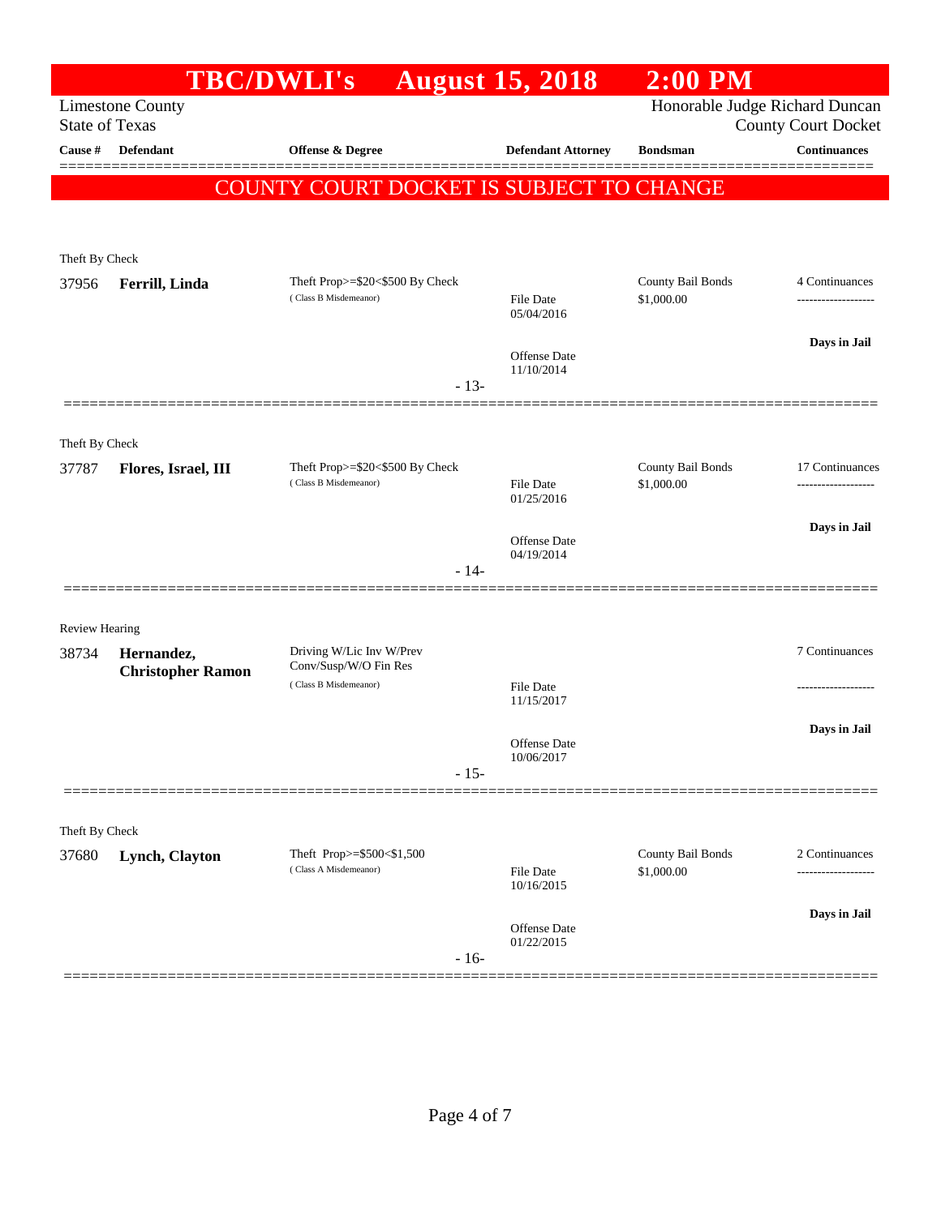# TBC/DWLI's August 15, 2018 2:00 PM

Limestone County
State of Texas

Honorable Judge Richard Duncan
County Court Docket

| Cause # | Defendant | Offense & Degree | Defendant Attorney | Bondsman | Continuances |
|---|---|---|---|---|---|

**COUNTY COURT DOCKET IS SUBJECT TO CHANGE**

---

Theft By Check

| Cause # | Defendant | Offense & Degree | Defendant Attorney | Bondsman | Continuances |
|---|---|---|---|---|---|
| 37956 | **Ferrill, Linda** | Theft Prop>=$20<$500 By Check (Class B Misdemeanor) | File Date 05/04/2016; Offense Date 11/10/2014 | County Bail Bonds $1,000.00 | 4 Continuances; Days in Jail |

- 13-

---

Theft By Check

| Cause # | Defendant | Offense & Degree | Defendant Attorney | Bondsman | Continuances |
|---|---|---|---|---|---|
| 37787 | **Flores, Israel, III** | Theft Prop>=$20<$500 By Check (Class B Misdemeanor) | File Date 01/25/2016; Offense Date 04/19/2014 | County Bail Bonds $1,000.00 | 17 Continuances; Days in Jail |

- 14-

---

Review Hearing

| Cause # | Defendant | Offense & Degree | Defendant Attorney | Bondsman | Continuances |
|---|---|---|---|---|---|
| 38734 | **Hernandez, Christopher Ramon** | Driving W/Lic Inv W/Prev Conv/Susp/W/O Fin Res (Class B Misdemeanor) | File Date 11/15/2017; Offense Date 10/06/2017 | | 7 Continuances; Days in Jail |

- 15-

---

Theft By Check

| Cause # | Defendant | Offense & Degree | Defendant Attorney | Bondsman | Continuances |
|---|---|---|---|---|---|
| 37680 | **Lynch, Clayton** | Theft Prop>=$500<$1,500 (Class A Misdemeanor) | File Date 10/16/2015; Offense Date 01/22/2015 | County Bail Bonds $1,000.00 | 2 Continuances; Days in Jail |

- 16-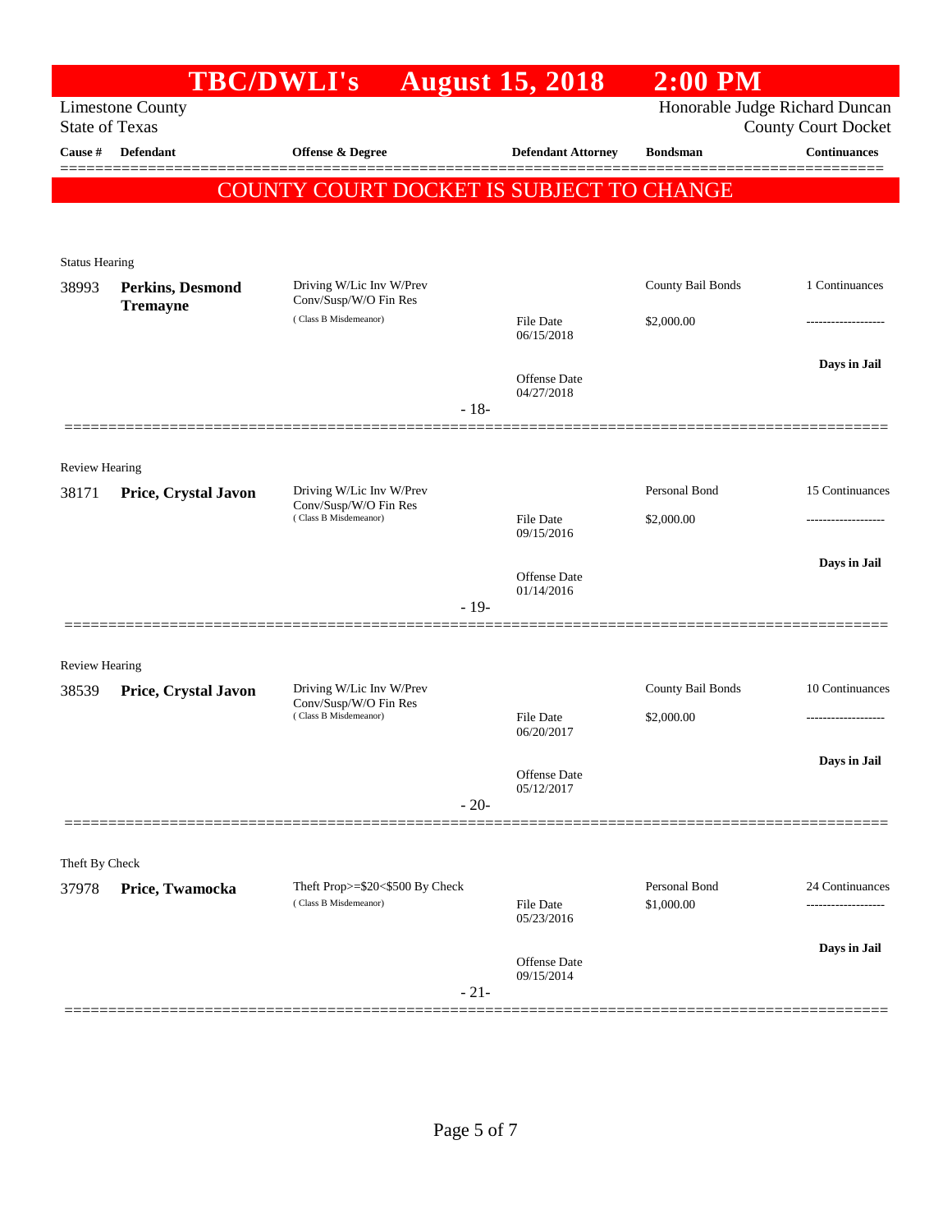# TBC/DWLI's August 15, 2018 2:00 PM

Limestone County
State of Texas

Honorable Judge Richard Duncan
County Court Docket

| Cause # | Defendant | Offense & Degree | Defendant Attorney | Bondsman | Continuances |
|---|---|---|---|---|---|

**COUNTY COURT DOCKET IS SUBJECT TO CHANGE**

Status Hearing

| Cause # | Defendant | Offense & Degree | Defendant Attorney | Bondsman | Continuances |
|---|---|---|---|---|---|
| 38993 | **Perkins, Desmond Tremayne** | Driving W/Lic Inv W/Prev Conv/Susp/W/O Fin Res (Class B Misdemeanor) | File Date 06/15/2018 | County Bail Bonds $2,000.00 | 1 Continuances |
| | | | Offense Date 04/27/2018 | | Days in Jail |

- 18-

Review Hearing

| Cause # | Defendant | Offense & Degree | Defendant Attorney | Bondsman | Continuances |
|---|---|---|---|---|---|
| 38171 | **Price, Crystal Javon** | Driving W/Lic Inv W/Prev Conv/Susp/W/O Fin Res (Class B Misdemeanor) | File Date 09/15/2016 | Personal Bond $2,000.00 | 15 Continuances |
| | | | Offense Date 01/14/2016 | | Days in Jail |

- 19-

Review Hearing

| Cause # | Defendant | Offense & Degree | Defendant Attorney | Bondsman | Continuances |
|---|---|---|---|---|---|
| 38539 | **Price, Crystal Javon** | Driving W/Lic Inv W/Prev Conv/Susp/W/O Fin Res (Class B Misdemeanor) | File Date 06/20/2017 | County Bail Bonds $2,000.00 | 10 Continuances |
| | | | Offense Date 05/12/2017 | | Days in Jail |

- 20-

Theft By Check

| Cause # | Defendant | Offense & Degree | Defendant Attorney | Bondsman | Continuances |
|---|---|---|---|---|---|
| 37978 | **Price, Twamocka** | Theft Prop>=$20<$500 By Check (Class B Misdemeanor) | File Date 05/23/2016 | Personal Bond $1,000.00 | 24 Continuances |
| | | | Offense Date 09/15/2014 | | Days in Jail |

- 21-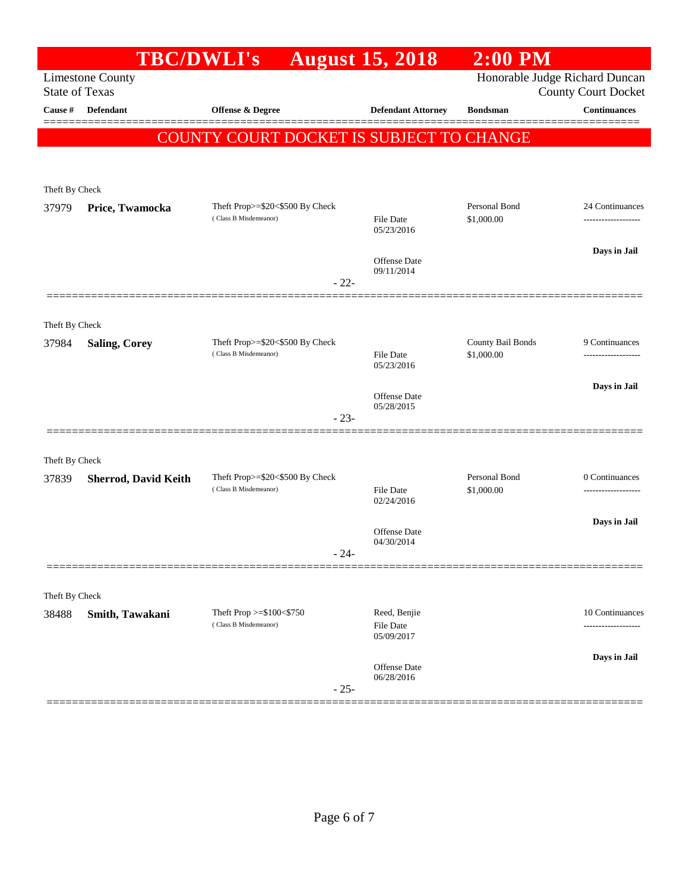# TBC/DWLI's August 15, 2018 2:00 PM

Limestone County
State of Texas

Honorable Judge Richard Duncan
County Court Docket

**COUNTY COURT DOCKET IS SUBJECT TO CHANGE**

| Cause # | Defendant | Offense & Degree | Defendant Attorney | Bondsman | Continuances |
|---|---|---|---|---|---|
| Theft By Check | | | | | |
| 37979 | **Price, Twamocka** | Theft Prop>=$20<$500 By Check (Class B Misdemeanor) | File Date 05/23/2016; Offense Date 09/11/2014 | Personal Bond $1,000.00 | 24 Continuances; Days in Jail |
| | | - 22- | | | |
| Theft By Check | | | | | |
| 37984 | **Saling, Corey** | Theft Prop>=$20<$500 By Check (Class B Misdemeanor) | File Date 05/23/2016; Offense Date 05/28/2015 | County Bail Bonds $1,000.00 | 9 Continuances; Days in Jail |
| | | - 23- | | | |
| Theft By Check | | | | | |
| 37839 | **Sherrod, David Keith** | Theft Prop>=$20<$500 By Check (Class B Misdemeanor) | File Date 02/24/2016; Offense Date 04/30/2014 | Personal Bond $1,000.00 | 0 Continuances; Days in Jail |
| | | - 24- | | | |
| Theft By Check | | | | | |
| 38488 | **Smith, Tawakani** | Theft Prop >=$100<$750 (Class B Misdemeanor) | Reed, Benjie; File Date 05/09/2017; Offense Date 06/28/2016 | | 10 Continuances; Days in Jail |
| | | - 25- | | | |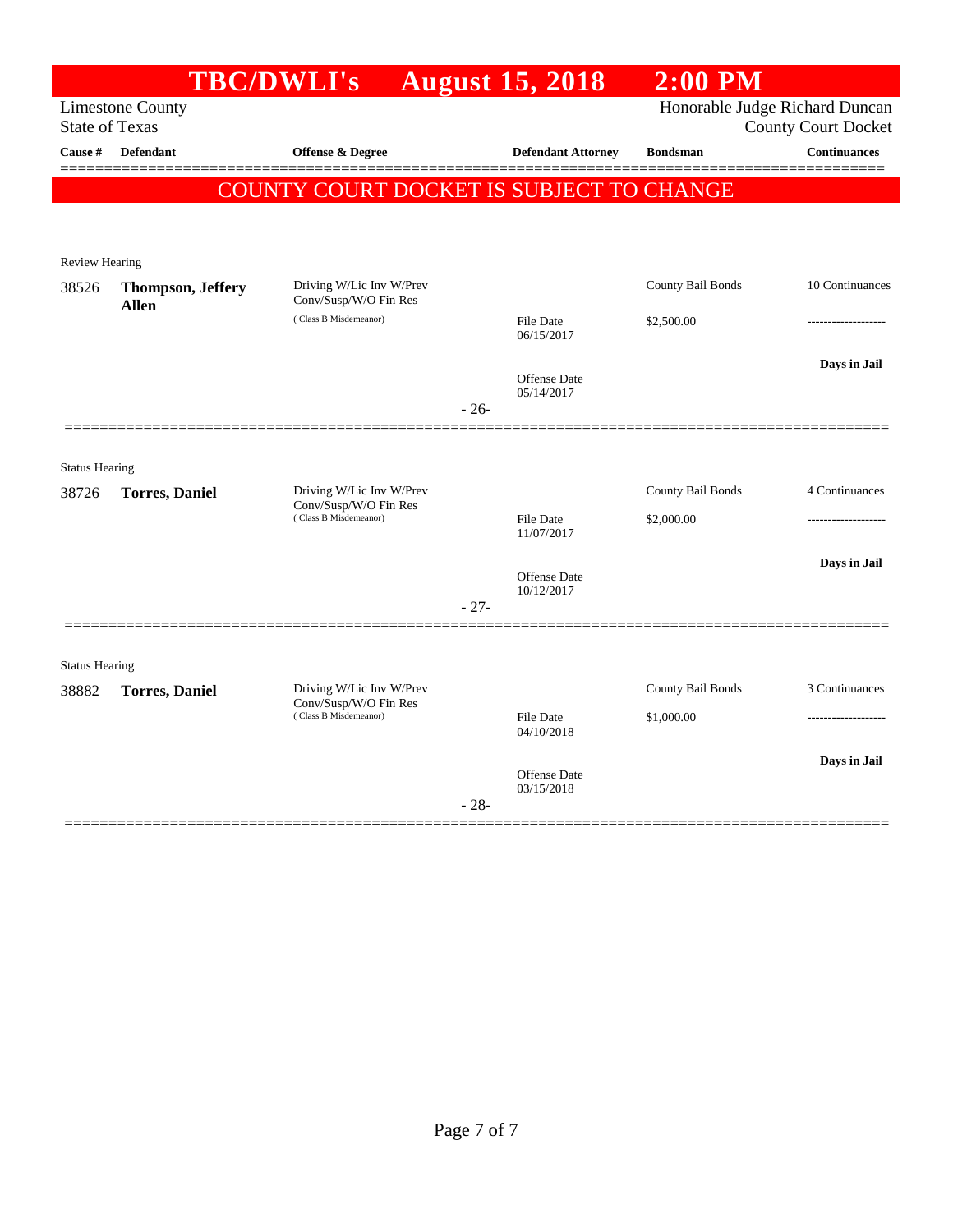# TBC/DWLI's August 15, 2018 2:00 PM

Limestone County
State of Texas

Honorable Judge Richard Duncan
County Court Docket

| Cause # | Defendant | Offense & Degree | Defendant Attorney | Bondsman | Continuances |
|---|---|---|---|---|---|

**COUNTY COURT DOCKET IS SUBJECT TO CHANGE**

Review Hearing

| Cause # | Defendant | Offense & Degree | Defendant Attorney | Bondsman | Continuances |
|---|---|---|---|---|---|
| 38526 | **Thompson, Jeffery Allen** | Driving W/Lic Inv W/Prev Conv/Susp/W/O Fin Res ( Class B Misdemeanor) | File Date 06/15/2017 Offense Date 05/14/2017 | County Bail Bonds $2,500.00 | 10 Continuances ------------------- **Days in Jail** |

- 26-

Status Hearing

| Cause # | Defendant | Offense & Degree | Defendant Attorney | Bondsman | Continuances |
|---|---|---|---|---|---|
| 38726 | **Torres, Daniel** | Driving W/Lic Inv W/Prev Conv/Susp/W/O Fin Res ( Class B Misdemeanor) | File Date 11/07/2017 Offense Date 10/12/2017 | County Bail Bonds $2,000.00 | 4 Continuances ------------------- **Days in Jail** |

- 27-

Status Hearing

| Cause # | Defendant | Offense & Degree | Defendant Attorney | Bondsman | Continuances |
|---|---|---|---|---|---|
| 38882 | **Torres, Daniel** | Driving W/Lic Inv W/Prev Conv/Susp/W/O Fin Res ( Class B Misdemeanor) | File Date 04/10/2018 Offense Date 03/15/2018 | County Bail Bonds $1,000.00 | 3 Continuances ------------------- **Days in Jail** |

- 28-